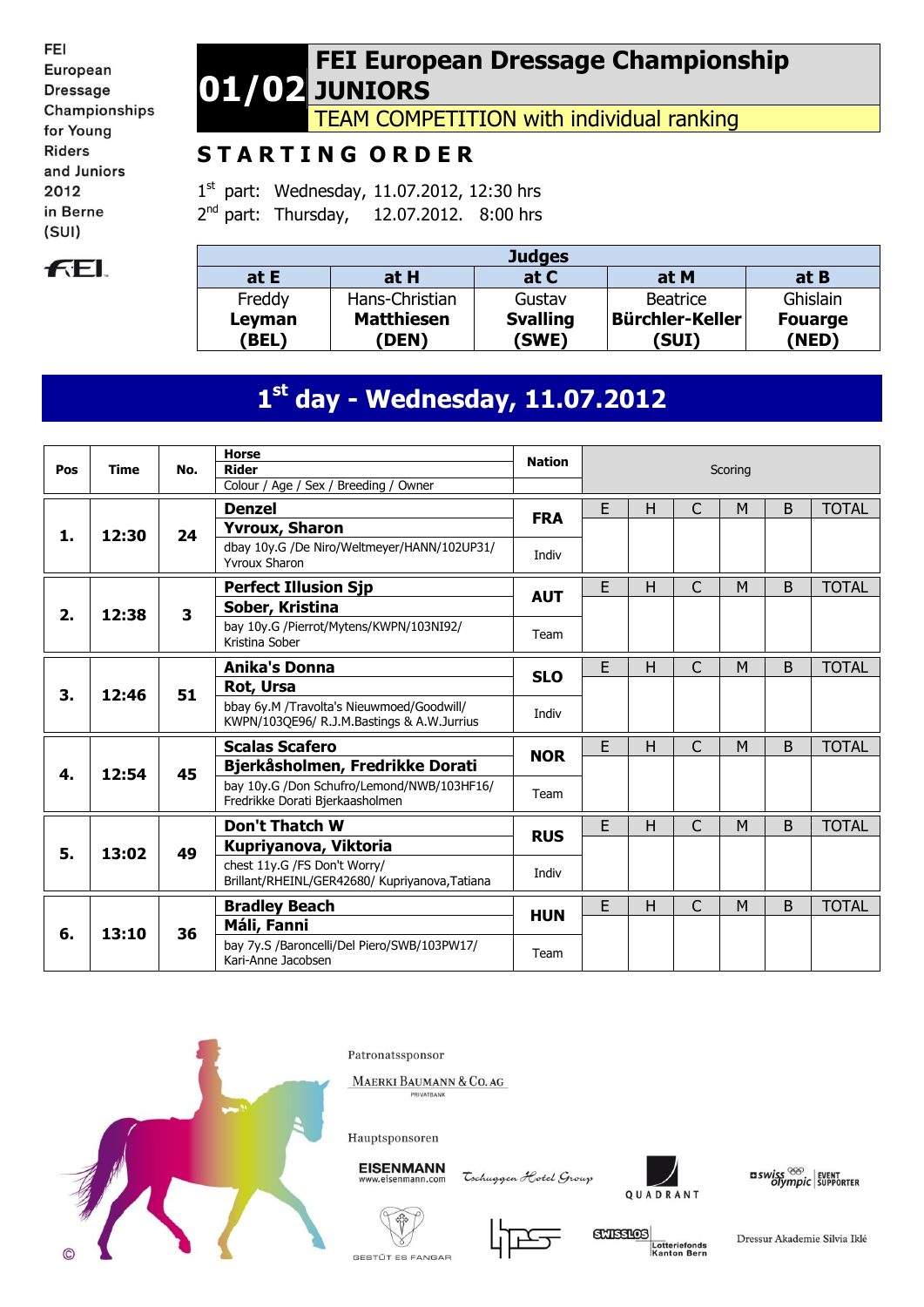FEI European Dressage Championships for Young Riders and Juniors 2012 in Berne (SUI)

# 01/02 FEI European Dressage Championship JUNIORS

## TEAM COMPETITION with individual ranking

## STARTING ORDER

1st part: Wednesday, 11.07.2012, 12:30 hrs
2nd part: Thursday, 12.07.2012. 8:00 hrs

| Judges | | | | |
|---|---|---|---|---|
| at E | at H | at C | at M | at B |
| Freddy **Leyman** **(BEL)** | Hans-Christian **Matthiesen** **(DEN)** | Gustav **Svalling** **(SWE)** | Beatrice **Bürchler-Keller** **(SUI)** | Ghislain **Fouarge** **(NED)** |

## 1st day - Wednesday, 11.07.2012

| Pos | Time | No. | Horse / Rider / Colour / Age / Sex / Breeding / Owner | Nation | E | H | C | M | B | TOTAL |
|---|---|---|---|---|---|---|---|---|---|---|
| 1. | 12:30 | 24 | **Denzel** / **Yvroux, Sharon** / dbay 10y.G /De Niro/Weltmeyer/HANN/102UP31/ Yvroux Sharon | **FRA** Indiv | | | | | | |
| 2. | 12:38 | 3 | **Perfect Illusion Sjp** / **Sober, Kristina** / bay 10y.G /Pierrot/Mytens/KWPN/103NI92/ Kristina Sober | **AUT** Team | | | | | | |
| 3. | 12:46 | 51 | **Anika's Donna** / **Rot, Ursa** / bbay 6y.M /Travolta's Nieuwmoed/Goodwill/ KWPN/103QE96/ R.J.M.Bastings & A.W.Jurrius | **SLO** Indiv | | | | | | |
| 4. | 12:54 | 45 | **Scalas Scafero** / **Bjerkåsholmen, Fredrikke Dorati** / bay 10y.G /Don Schufro/Lemond/NWB/103HF16/ Fredrikke Dorati Bjerkaasholmen | **NOR** Team | | | | | | |
| 5. | 13:02 | 49 | **Don't Thatch W** / **Kupriyanova, Viktoria** / chest 11y.G /FS Don't Worry/ Brillant/RHEINL/GER42680/ Kupriyanova,Tatiana | **RUS** Indiv | | | | | | |
| 6. | 13:10 | 36 | **Bradley Beach** / **Máli, Fanni** / bay 7y.S /Baroncelli/Del Piero/SWB/103PW17/ Kari-Anne Jacobsen | **HUN** Team | | | | | | |

Patronatssponsor

MAERKI BAUMANN & CO. AG PRIVATBANK

Hauptsponsoren

EISENMANN www.eisenmann.com · Tschuggen Hotel Group · QUADRANT · swiss olympic EVENT SUPPORTER · GESTÜT ES FANGAR · SWISSLOS Lotteriefonds Kanton Bern · Dressur Akademie Silvia Iklé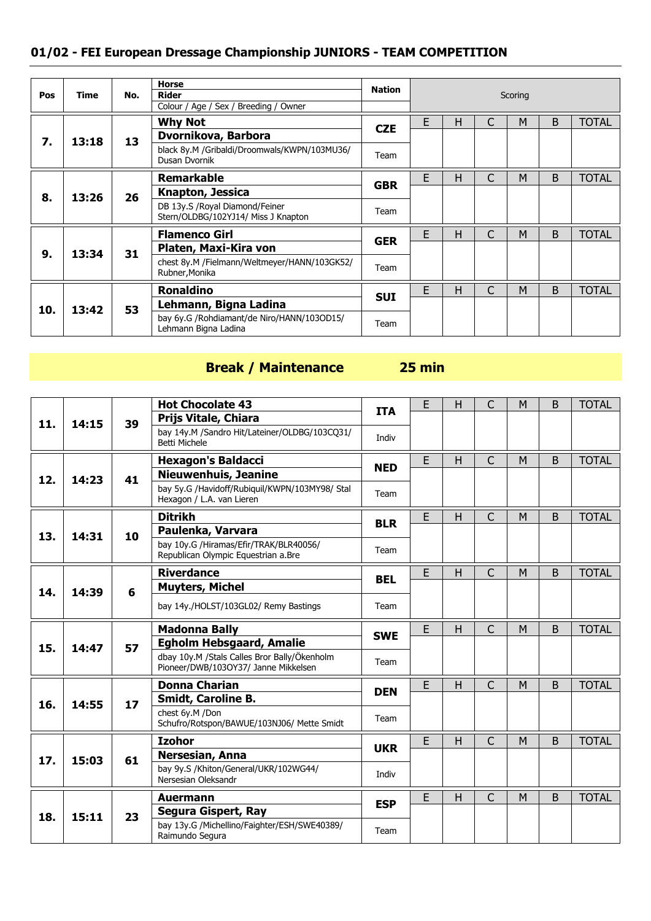## 01/02 - FEI European Dressage Championship JUNIORS - TEAM COMPETITION

| Pos | Time | No. | Horse / Rider / Colour / Age / Sex / Breeding / Owner | Nation | E | H | C | M | B | TOTAL |
|---|---|---|---|---|---|---|---|---|---|---|
| 7. | 13:18 | 13 | **Why Not**<br>**Dvornikova, Barbora**<br>black 8y.M /Gribaldi/Droomwals/KWPN/103MU36/ Dusan Dvornik | **CZE**<br>Team | | | | | | |
| 8. | 13:26 | 26 | **Remarkable**<br>**Knapton, Jessica**<br>DB 13y.S /Royal Diamond/Feiner Stern/OLDBG/102YJ14/ Miss J Knapton | **GBR**<br>Team | | | | | | |
| 9. | 13:34 | 31 | **Flamenco Girl**<br>**Platen, Maxi-Kira von**<br>chest 8y.M /Fielmann/Weltmeyer/HANN/103GK52/ Rubner,Monika | **GER**<br>Team | | | | | | |
| 10. | 13:42 | 53 | **Ronaldino**<br>**Lehmann, Bigna Ladina**<br>bay 6y.G /Rohdiamant/de Niro/HANN/103OD15/ Lehmann Bigna Ladina | **SUI**<br>Team | | | | | | |

**Break / Maintenance 25 min**

| Pos | Time | No. | Horse / Rider / Colour / Age / Sex / Breeding / Owner | Nation | E | H | C | M | B | TOTAL |
|---|---|---|---|---|---|---|---|---|---|---|
| 11. | 14:15 | 39 | **Hot Chocolate 43**<br>**Prijs Vitale, Chiara**<br>bay 14y.M /Sandro Hit/Lateiner/OLDBG/103CQ31/ Betti Michele | **ITA**<br>Indiv | | | | | | |
| 12. | 14:23 | 41 | **Hexagon's Baldacci**<br>**Nieuwenhuis, Jeanine**<br>bay 5y.G /Havidoff/Rubiquil/KWPN/103MY98/ Stal Hexagon / L.A. van Lieren | **NED**<br>Team | | | | | | |
| 13. | 14:31 | 10 | **Ditrikh**<br>**Paulenka, Varvara**<br>bay 10y.G /Hiramas/Efir/TRAK/BLR40056/ Republican Olympic Equestrian a.Bre | **BLR**<br>Team | | | | | | |
| 14. | 14:39 | 6 | **Riverdance**<br>**Muyters, Michel**<br>bay 14y./HOLST/103GL02/ Remy Bastings | **BEL**<br>Team | | | | | | |
| 15. | 14:47 | 57 | **Madonna Bally**<br>**Egholm Hebsgaard, Amalie**<br>dbay 10y.M /Stals Calles Bror Bally/Ökenholm Pioneer/DWB/103OY37/ Janne Mikkelsen | **SWE**<br>Team | | | | | | |
| 16. | 14:55 | 17 | **Donna Charian**<br>**Smidt, Caroline B.**<br>chest 6y.M /Don Schufro/Rotspon/BAWUE/103NJ06/ Mette Smidt | **DEN**<br>Team | | | | | | |
| 17. | 15:03 | 61 | **Izohor**<br>**Nersesian, Anna**<br>bay 9y.S /Khiton/General/UKR/102WG44/ Nersesian Oleksandr | **UKR**<br>Indiv | | | | | | |
| 18. | 15:11 | 23 | **Auermann**<br>**Segura Gispert, Ray**<br>bay 13y.G /Michellino/Faighter/ESH/SWE40389/ Raimundo Segura | **ESP**<br>Team | | | | | | |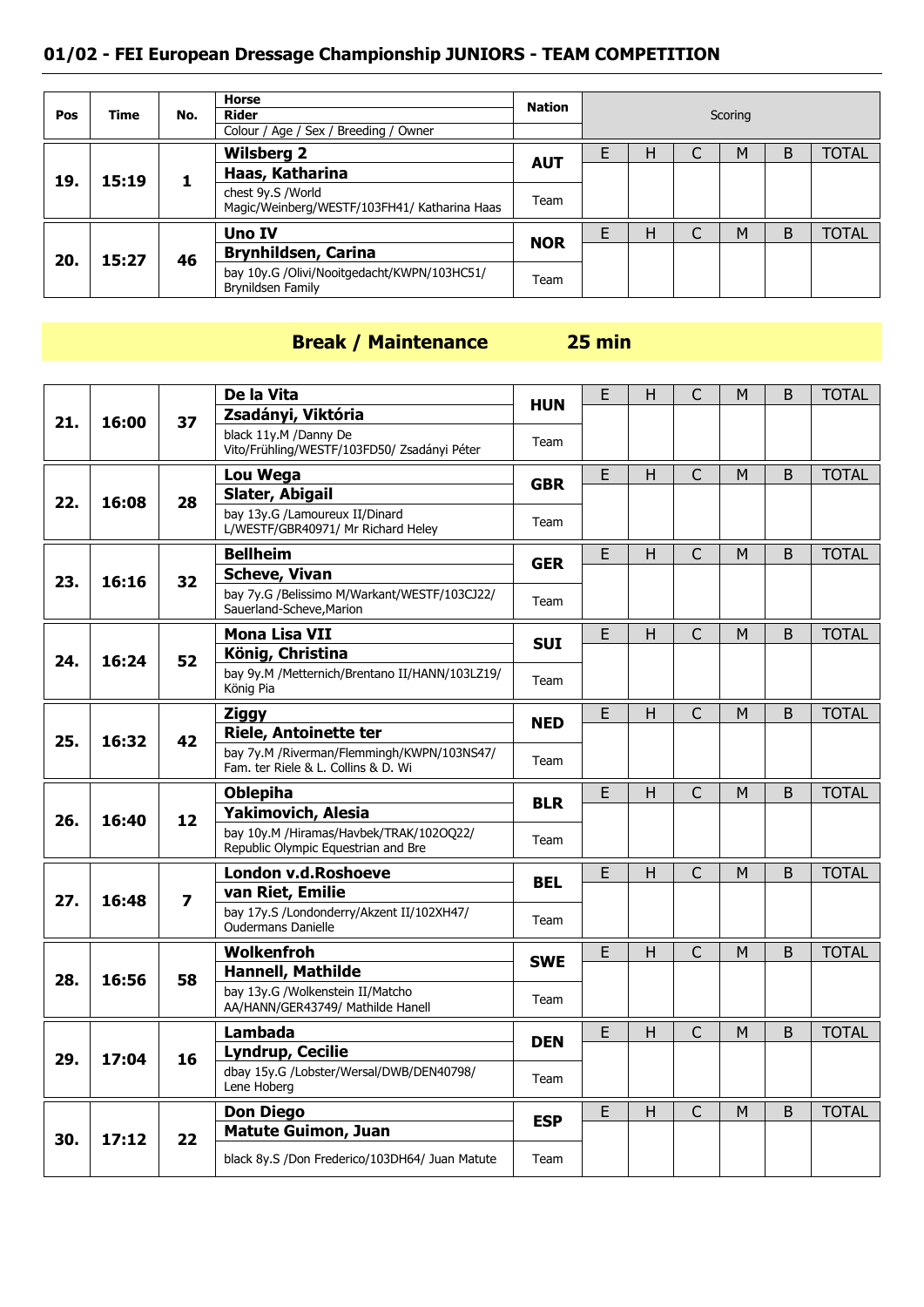## 01/02 - FEI European Dressage Championship JUNIORS - TEAM COMPETITION

| Pos | Time | No. | Horse / Rider / Colour / Age / Sex / Breeding / Owner | Nation | E | H | C | M | B | TOTAL |
|---|---|---|---|---|---|---|---|---|---|---|
| 19. | 15:19 | 1 | **Wilsberg 2**<br>**Haas, Katharina**<br>chest 9y.S /World Magic/Weinberg/WESTF/103FH41/ Katharina Haas | **AUT**<br>Team | | | | | | |
| 20. | 15:27 | 46 | **Uno IV**<br>**Brynhildsen, Carina**<br>bay 10y.G /Olivi/Nooitgedacht/KWPN/103HC51/ Brynildsen Family | **NOR**<br>Team | | | | | | |

**Break / Maintenance 25 min**

| Pos | Time | No. | Horse / Rider / Colour / Age / Sex / Breeding / Owner | Nation | E | H | C | M | B | TOTAL |
|---|---|---|---|---|---|---|---|---|---|---|
| 21. | 16:00 | 37 | **De la Vita**<br>**Zsadányi, Viktória**<br>black 11y.M /Danny De Vito/Frühling/WESTF/103FD50/ Zsadányi Péter | **HUN**<br>Team | | | | | | |
| 22. | 16:08 | 28 | **Lou Wega**<br>**Slater, Abigail**<br>bay 13y.G /Lamoureux II/Dinard L/WESTF/GBR40971/ Mr Richard Heley | **GBR**<br>Team | | | | | | |
| 23. | 16:16 | 32 | **Bellheim**<br>**Scheve, Vivan**<br>bay 7y.G /Belissimo M/Warkant/WESTF/103CJ22/ Sauerland-Scheve,Marion | **GER**<br>Team | | | | | | |
| 24. | 16:24 | 52 | **Mona Lisa VII**<br>**König, Christina**<br>bay 9y.M /Metternich/Brentano II/HANN/103LZ19/ König Pia | **SUI**<br>Team | | | | | | |
| 25. | 16:32 | 42 | **Ziggy**<br>**Riele, Antoinette ter**<br>bay 7y.M /Riverman/Flemmingh/KWPN/103NS47/ Fam. ter Riele & L. Collins & D. Wi | **NED**<br>Team | | | | | | |
| 26. | 16:40 | 12 | **Oblepiha**<br>**Yakimovich, Alesia**<br>bay 10y.M /Hiramas/Havbek/TRAK/102OQ22/ Republic Olympic Equestrian and Bre | **BLR**<br>Team | | | | | | |
| 27. | 16:48 | 7 | **London v.d.Roshoeve**<br>**van Riet, Emilie**<br>bay 17y.S /Londonderry/Akzent II/102XH47/ Oudermans Danielle | **BEL**<br>Team | | | | | | |
| 28. | 16:56 | 58 | **Wolkenfroh**<br>**Hannell, Mathilde**<br>bay 13y.G /Wolkenstein II/Matcho AA/HANN/GER43749/ Mathilde Hanell | **SWE**<br>Team | | | | | | |
| 29. | 17:04 | 16 | **Lambada**<br>**Lyndrup, Cecilie**<br>dbay 15y.G /Lobster/Wersal/DWB/DEN40798/ Lene Hoberg | **DEN**<br>Team | | | | | | |
| 30. | 17:12 | 22 | **Don Diego**<br>**Matute Guimon, Juan**<br>black 8y.S /Don Frederico/103DH64/ Juan Matute | **ESP**<br>Team | | | | | | |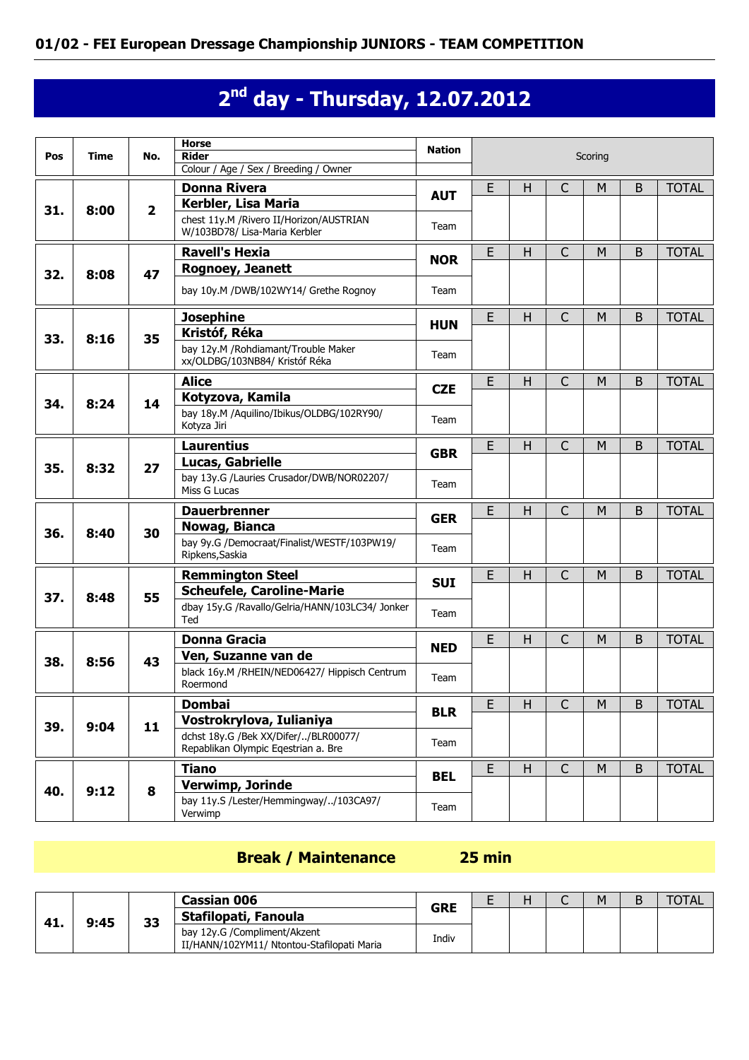## 01/02 - FEI European Dressage Championship JUNIORS - TEAM COMPETITION

# 2[nd] day - Thursday, 12.07.2012

| Pos | Time | No. | Horse / Rider / Colour / Age / Sex / Breeding / Owner | Nation | E | H | C | M | B | TOTAL |
|---|---|---|---|---|---|---|---|---|---|---|
| 31. | 8:00 | 2 | **Donna Rivera**<br>**Kerbler, Lisa Maria**<br>chest 11y.M /Rivero II/Horizon/AUSTRIAN W/103BD78/ Lisa-Maria Kerbler | **AUT**<br>Team | | | | | | |
| 32. | 8:08 | 47 | **Ravell's Hexia**<br>**Rognoey, Jeanett**<br>bay 10y.M /DWB/102WY14/ Grethe Rognoy | **NOR**<br>Team | | | | | | |
| 33. | 8:16 | 35 | **Josephine**<br>**Kristóf, Réka**<br>bay 12y.M /Rohdiamant/Trouble Maker xx/OLDBG/103NB84/ Kristóf Réka | **HUN**<br>Team | | | | | | |
| 34. | 8:24 | 14 | **Alice**<br>**Kotyzova, Kamila**<br>bay 18y.M /Aquilino/Ibikus/OLDBG/102RY90/ Kotyza Jiri | **CZE**<br>Team | | | | | | |
| 35. | 8:32 | 27 | **Laurentius**<br>**Lucas, Gabrielle**<br>bay 13y.G /Lauries Crusador/DWB/NOR02207/ Miss G Lucas | **GBR**<br>Team | | | | | | |
| 36. | 8:40 | 30 | **Dauerbrenner**<br>**Nowag, Bianca**<br>bay 9y.G /Democraat/Finalist/WESTF/103PW19/ Ripkens,Saskia | **GER**<br>Team | | | | | | |
| 37. | 8:48 | 55 | **Remmington Steel**<br>**Scheufele, Caroline-Marie**<br>dbay 15y.G /Ravallo/Gelria/HANN/103LC34/ Jonker Ted | **SUI**<br>Team | | | | | | |
| 38. | 8:56 | 43 | **Donna Gracia**<br>**Ven, Suzanne van de**<br>black 16y.M /RHEIN/NED06427/ Hippisch Centrum Roermond | **NED**<br>Team | | | | | | |
| 39. | 9:04 | 11 | **Dombai**<br>**Vostrokrylova, Iulianiya**<br>dchst 18y.G /Bek XX/Difer/../BLR00077/ Repablikan Olympic Eqestrian a. Bre | **BLR**<br>Team | | | | | | |
| 40. | 9:12 | 8 | **Tiano**<br>**Verwimp, Jorinde**<br>bay 11y.S /Lester/Hemmingway/../103CA97/ Verwimp | **BEL**<br>Team | | | | | | |

**Break / Maintenance 25 min**

| Pos | Time | No. | Horse / Rider / Colour / Age / Sex / Breeding / Owner | Nation | E | H | C | M | B | TOTAL |
|---|---|---|---|---|---|---|---|---|---|---|
| 41. | 9:45 | 33 | **Cassian 006**<br>**Stafilopati, Fanoula**<br>bay 12y.G /Compliment/Akzent II/HANN/102YM11/ Ntontou-Stafilopati Maria | **GRE**<br>Indiv | | | | | | |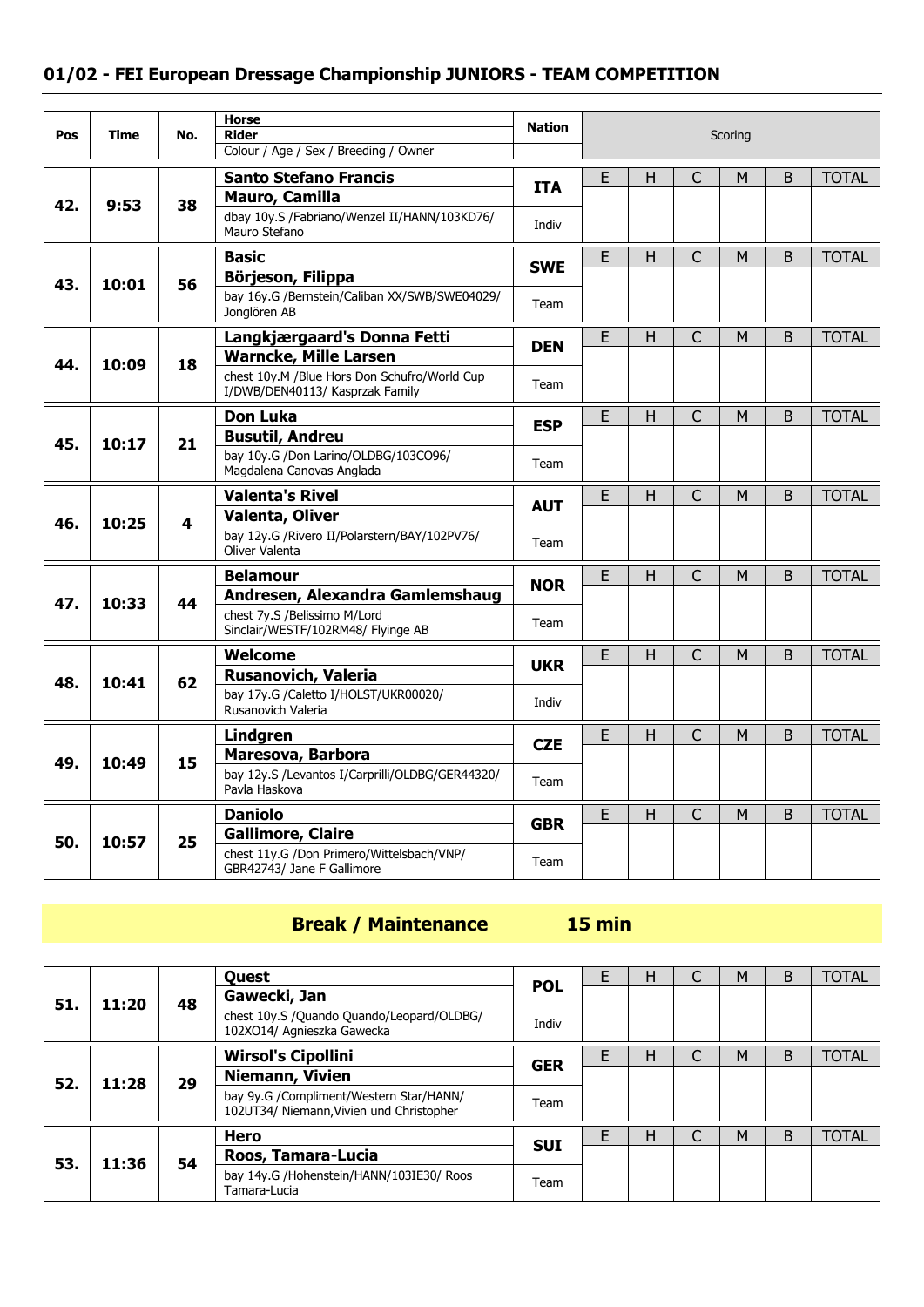## 01/02 - FEI European Dressage Championship JUNIORS - TEAM COMPETITION

| Pos | Time | No. | Horse / Rider / Colour / Age / Sex / Breeding / Owner | Nation | E | H | C | M | B | TOTAL |
|---|---|---|---|---|---|---|---|---|---|---|
| 42. | 9:53 | 38 | **Santo Stefano Francis**<br>**Mauro, Camilla**<br>dbay 10y.S /Fabriano/Wenzel II/HANN/103KD76/ Mauro Stefano | **ITA**<br>Indiv | | | | | | |
| 43. | 10:01 | 56 | **Basic**<br>**Börjeson, Filippa**<br>bay 16y.G /Bernstein/Caliban XX/SWB/SWE04029/ Jonglören AB | **SWE**<br>Team | | | | | | |
| 44. | 10:09 | 18 | **Langkjærgaard's Donna Fetti**<br>**Warncke, Mille Larsen**<br>chest 10y.M /Blue Hors Don Schufro/World Cup I/DWB/DEN40113/ Kasprzak Family | **DEN**<br>Team | | | | | | |
| 45. | 10:17 | 21 | **Don Luka**<br>**Busutil, Andreu**<br>bay 10y.G /Don Larino/OLDBG/103CO96/ Magdalena Canovas Anglada | **ESP**<br>Team | | | | | | |
| 46. | 10:25 | 4 | **Valenta's Rivel**<br>**Valenta, Oliver**<br>bay 12y.G /Rivero II/Polarstern/BAY/102PV76/ Oliver Valenta | **AUT**<br>Team | | | | | | |
| 47. | 10:33 | 44 | **Belamour**<br>**Andresen, Alexandra Gamlemshaug**<br>chest 7y.S /Belissimo M/Lord Sinclair/WESTF/102RM48/ Flyinge AB | **NOR**<br>Team | | | | | | |
| 48. | 10:41 | 62 | **Welcome**<br>**Rusanovich, Valeria**<br>bay 17y.G /Caletto I/HOLST/UKR00020/ Rusanovich Valeria | **UKR**<br>Indiv | | | | | | |
| 49. | 10:49 | 15 | **Lindgren**<br>**Maresova, Barbora**<br>bay 12y.S /Levantos I/Carprilli/OLDBG/GER44320/ Pavla Haskova | **CZE**<br>Team | | | | | | |
| 50. | 10:57 | 25 | **Daniolo**<br>**Gallimore, Claire**<br>chest 11y.G /Don Primero/Wittelsbach/VNP/ GBR42743/ Jane F Gallimore | **GBR**<br>Team | | | | | | |

**Break / Maintenance 15 min**

| Pos | Time | No. | Horse / Rider / Colour / Age / Sex / Breeding / Owner | Nation | E | H | C | M | B | TOTAL |
|---|---|---|---|---|---|---|---|---|---|---|
| 51. | 11:20 | 48 | **Quest**<br>**Gawecki, Jan**<br>chest 10y.S /Quando Quando/Leopard/OLDBG/ 102XO14/ Agnieszka Gawecka | **POL**<br>Indiv | | | | | | |
| 52. | 11:28 | 29 | **Wirsol's Cipollini**<br>**Niemann, Vivien**<br>bay 9y.G /Compliment/Western Star/HANN/ 102UT34/ Niemann,Vivien und Christopher | **GER**<br>Team | | | | | | |
| 53. | 11:36 | 54 | **Hero**<br>**Roos, Tamara-Lucia**<br>bay 14y.G /Hohenstein/HANN/103IE30/ Roos Tamara-Lucia | **SUI**<br>Team | | | | | | |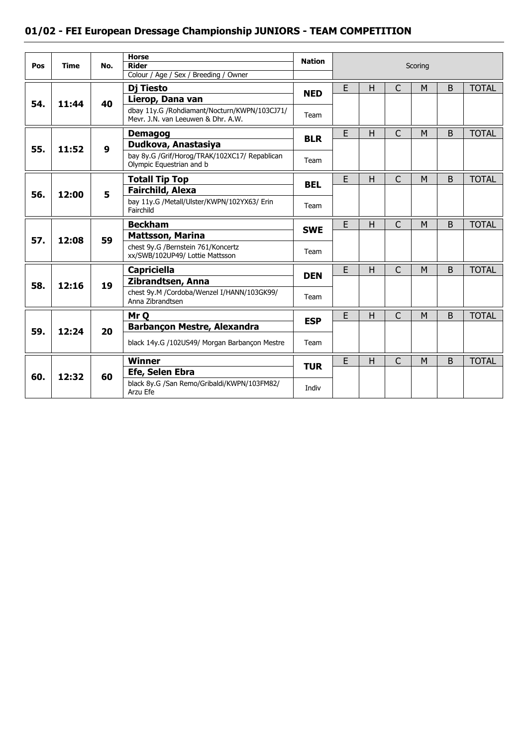## 01/02 - FEI European Dressage Championship JUNIORS - TEAM COMPETITION

| Pos | Time | No. | Horse / Rider / Colour / Age / Sex / Breeding / Owner | Nation | E | H | C | M | B | TOTAL |
|---|---|---|---|---|---|---|---|---|---|---|
| 54. | 11:44 | 40 | **Dj Tiesto**<br>**Lierop, Dana van**<br>dbay 11y.G /Rohdiamant/Nocturn/KWPN/103CJ71/ Mevr. J.N. van Leeuwen & Dhr. A.W. | **NED**<br>Team | | | | | | |
| 55. | 11:52 | 9 | **Demagog**<br>**Dudkova, Anastasiya**<br>bay 8y.G /Grif/Horog/TRAK/102XC17/ Repablican Olympic Equestrian and b | **BLR**<br>Team | | | | | | |
| 56. | 12:00 | 5 | **Totall Tip Top**<br>**Fairchild, Alexa**<br>bay 11y.G /Metall/Ulster/KWPN/102YX63/ Erin Fairchild | **BEL**<br>Team | | | | | | |
| 57. | 12:08 | 59 | **Beckham**<br>**Mattsson, Marina**<br>chest 9y.G /Bernstein 761/Koncertz xx/SWB/102UP49/ Lottie Mattsson | **SWE**<br>Team | | | | | | |
| 58. | 12:16 | 19 | **Capriciella**<br>**Zibrandtsen, Anna**<br>chest 9y.M /Cordoba/Wenzel I/HANN/103GK99/ Anna Zibrandtsen | **DEN**<br>Team | | | | | | |
| 59. | 12:24 | 20 | **Mr Q**<br>**Barbançon Mestre, Alexandra**<br>black 14y.G /102US49/ Morgan Barbançon Mestre | **ESP**<br>Team | | | | | | |
| 60. | 12:32 | 60 | **Winner**<br>**Efe, Selen Ebra**<br>black 8y.G /San Remo/Gribaldi/KWPN/103FM82/ Arzu Efe | **TUR**<br>Indiv | | | | | | |